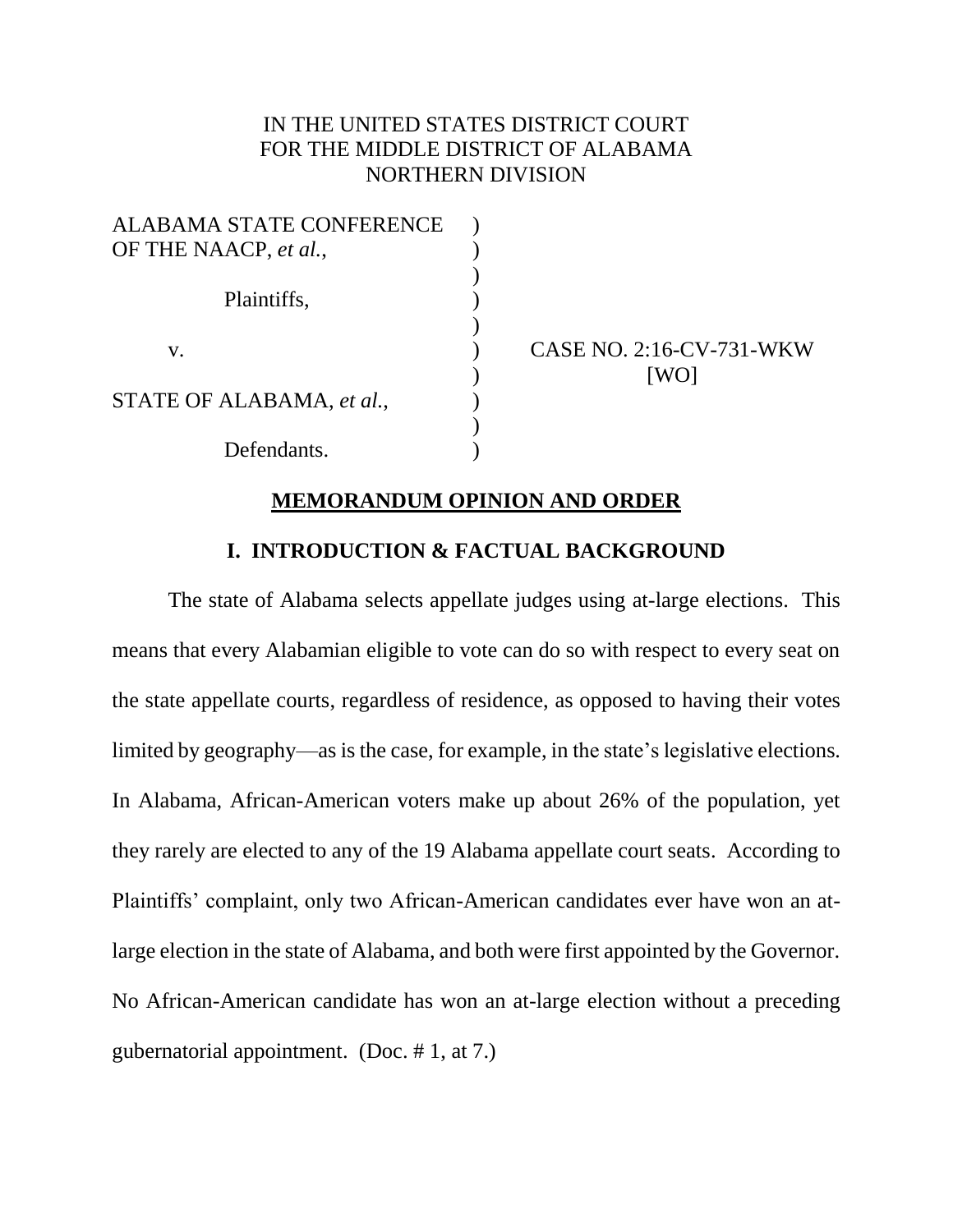IN THE UNITED STATES DISTRICT COURT
FOR THE MIDDLE DISTRICT OF ALABAMA
NORTHERN DIVISION

| | | |
|---|---|---|
| ALABAMA STATE CONFERENCE OF THE NAACP, *et al.*, | ) | |
| Plaintiffs, | ) | |
| v. | ) | CASE NO. 2:16-CV-731-WKW [WO] |
| STATE OF ALABAMA, *et al.*, | ) | |
| Defendants. | ) | |

## MEMORANDUM OPINION AND ORDER

### I. INTRODUCTION & FACTUAL BACKGROUND

The state of Alabama selects appellate judges using at-large elections. This means that every Alabamian eligible to vote can do so with respect to every seat on the state appellate courts, regardless of residence, as opposed to having their votes limited by geography—as is the case, for example, in the state's legislative elections. In Alabama, African-American voters make up about 26% of the population, yet they rarely are elected to any of the 19 Alabama appellate court seats. According to Plaintiffs' complaint, only two African-American candidates ever have won an at-large election in the state of Alabama, and both were first appointed by the Governor. No African-American candidate has won an at-large election without a preceding gubernatorial appointment. (Doc. # 1, at 7.)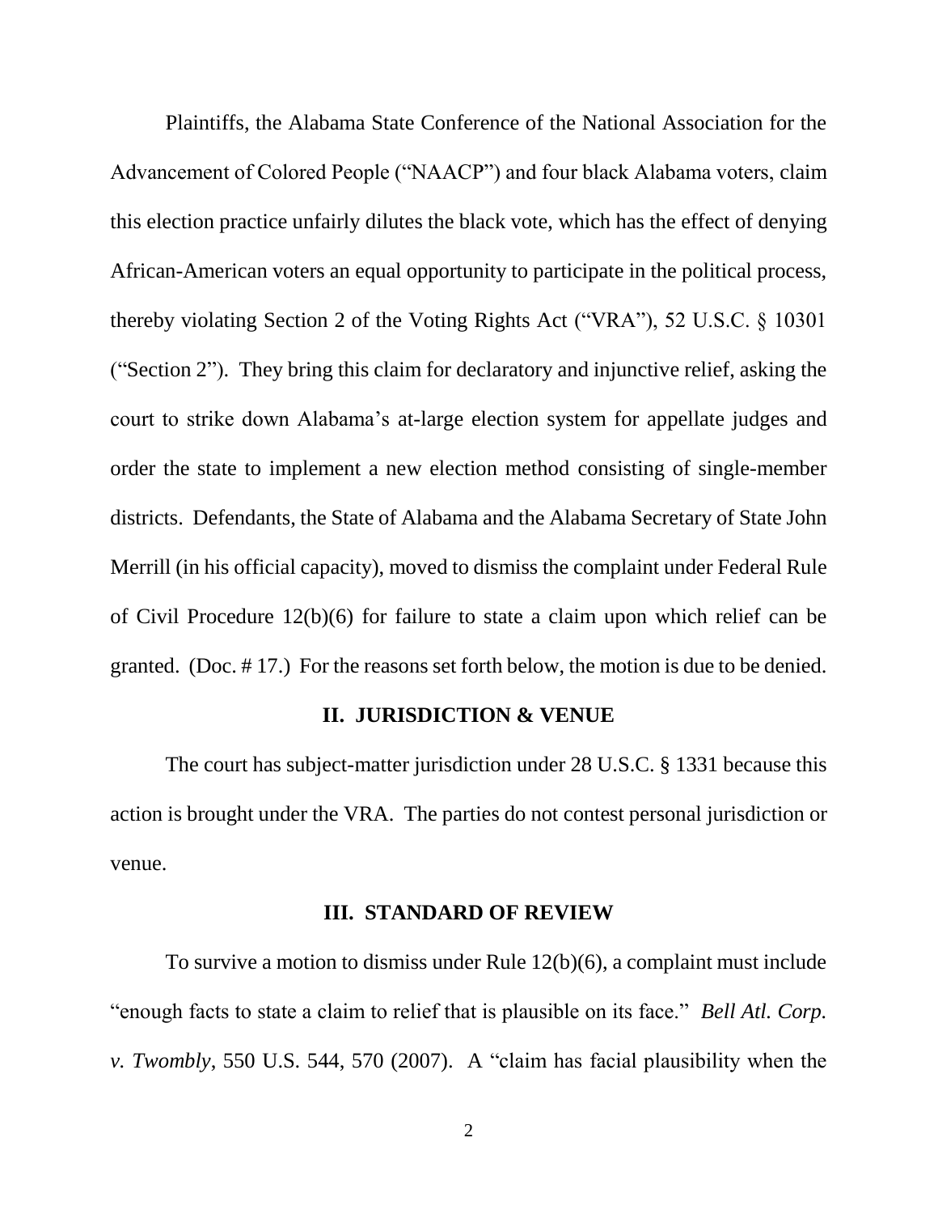Plaintiffs, the Alabama State Conference of the National Association for the Advancement of Colored People ("NAACP") and four black Alabama voters, claim this election practice unfairly dilutes the black vote, which has the effect of denying African-American voters an equal opportunity to participate in the political process, thereby violating Section 2 of the Voting Rights Act ("VRA"), 52 U.S.C. § 10301 ("Section 2"). They bring this claim for declaratory and injunctive relief, asking the court to strike down Alabama's at-large election system for appellate judges and order the state to implement a new election method consisting of single-member districts. Defendants, the State of Alabama and the Alabama Secretary of State John Merrill (in his official capacity), moved to dismiss the complaint under Federal Rule of Civil Procedure 12(b)(6) for failure to state a claim upon which relief can be granted. (Doc. # 17.) For the reasons set forth below, the motion is due to be denied.

## II. JURISDICTION & VENUE

The court has subject-matter jurisdiction under 28 U.S.C. § 1331 because this action is brought under the VRA. The parties do not contest personal jurisdiction or venue.

## III. STANDARD OF REVIEW

To survive a motion to dismiss under Rule 12(b)(6), a complaint must include "enough facts to state a claim to relief that is plausible on its face." *Bell Atl. Corp. v. Twombly*, 550 U.S. 544, 570 (2007). A "claim has facial plausibility when the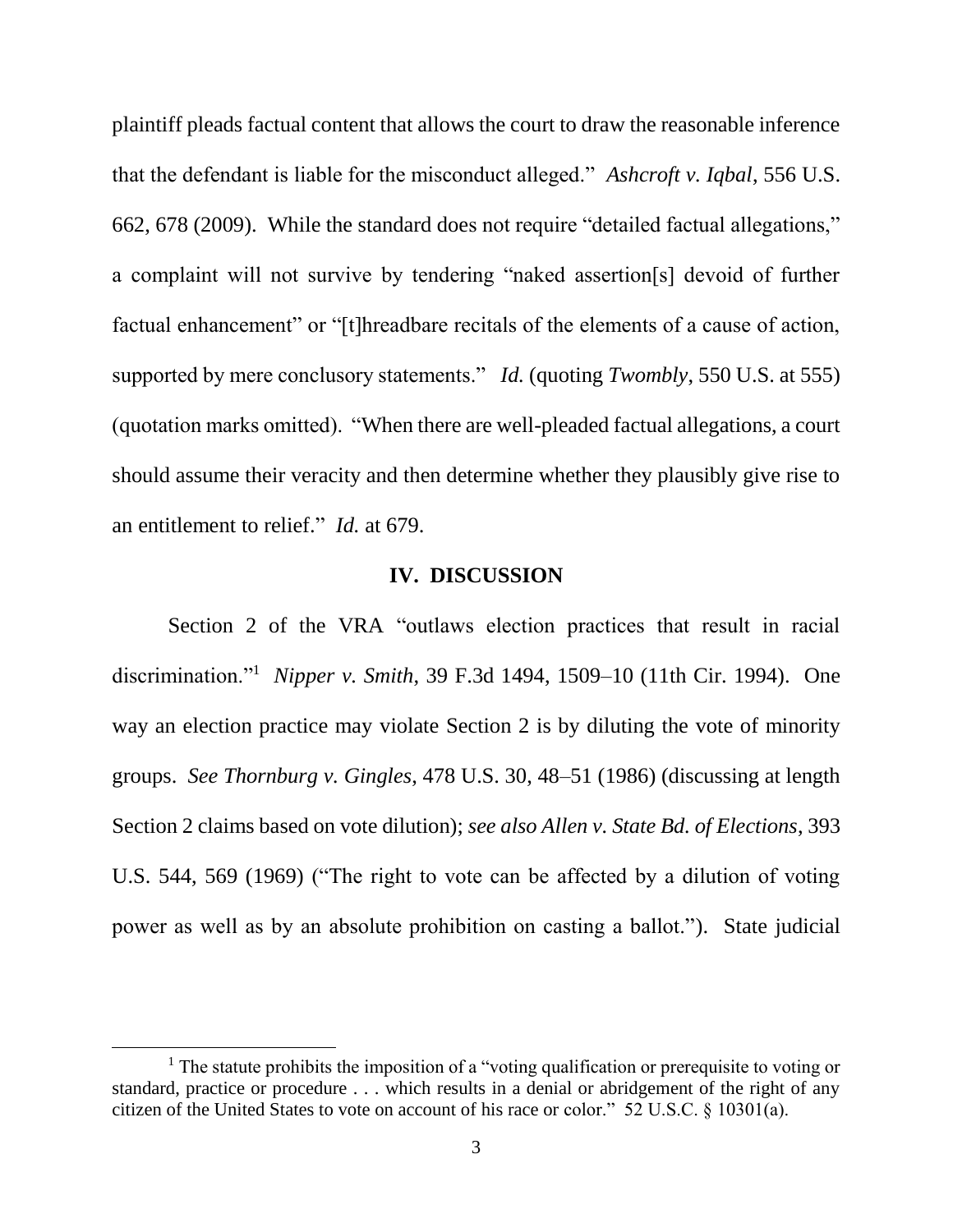plaintiff pleads factual content that allows the court to draw the reasonable inference that the defendant is liable for the misconduct alleged." *Ashcroft v. Iqbal*, 556 U.S. 662, 678 (2009). While the standard does not require "detailed factual allegations," a complaint will not survive by tendering "naked assertion[s] devoid of further factual enhancement" or "[t]hreadbare recitals of the elements of a cause of action, supported by mere conclusory statements." *Id.* (quoting *Twombly*, 550 U.S. at 555) (quotation marks omitted). "When there are well-pleaded factual allegations, a court should assume their veracity and then determine whether they plausibly give rise to an entitlement to relief." *Id.* at 679.

## IV. DISCUSSION

Section 2 of the VRA "outlaws election practices that result in racial discrimination."[1] *Nipper v. Smith*, 39 F.3d 1494, 1509–10 (11th Cir. 1994). One way an election practice may violate Section 2 is by diluting the vote of minority groups. *See Thornburg v. Gingles*, 478 U.S. 30, 48–51 (1986) (discussing at length Section 2 claims based on vote dilution); *see also Allen v. State Bd. of Elections*, 393 U.S. 544, 569 (1969) ("The right to vote can be affected by a dilution of voting power as well as by an absolute prohibition on casting a ballot."). State judicial

---

[1] The statute prohibits the imposition of a "voting qualification or prerequisite to voting or standard, practice or procedure . . . which results in a denial or abridgement of the right of any citizen of the United States to vote on account of his race or color." 52 U.S.C. § 10301(a).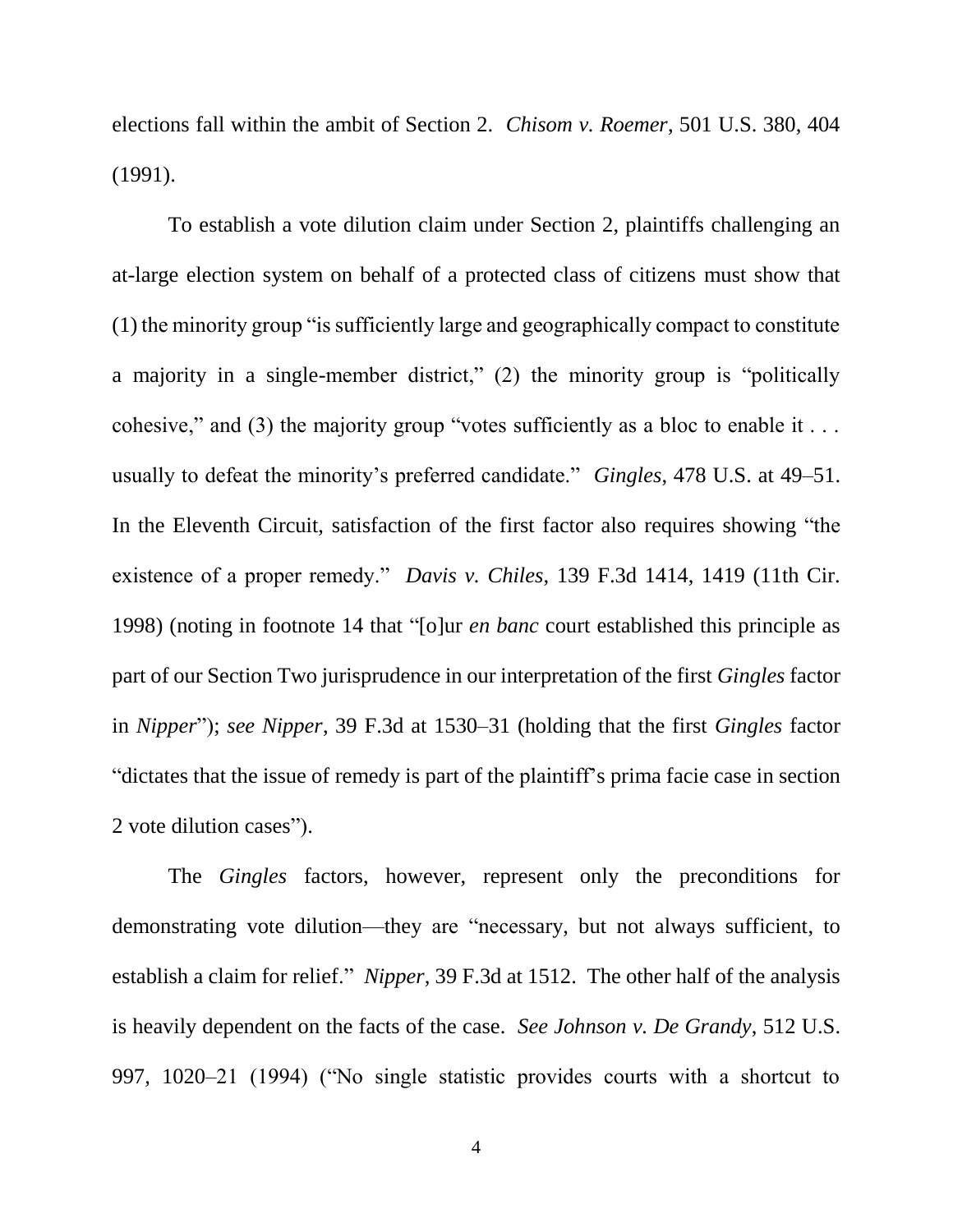elections fall within the ambit of Section 2. *Chisom v. Roemer*, 501 U.S. 380, 404 (1991).

To establish a vote dilution claim under Section 2, plaintiffs challenging an at-large election system on behalf of a protected class of citizens must show that (1) the minority group "is sufficiently large and geographically compact to constitute a majority in a single-member district," (2) the minority group is "politically cohesive," and (3) the majority group "votes sufficiently as a bloc to enable it . . . usually to defeat the minority's preferred candidate." *Gingles*, 478 U.S. at 49–51. In the Eleventh Circuit, satisfaction of the first factor also requires showing "the existence of a proper remedy." *Davis v. Chiles*, 139 F.3d 1414, 1419 (11th Cir. 1998) (noting in footnote 14 that "[o]ur *en banc* court established this principle as part of our Section Two jurisprudence in our interpretation of the first *Gingles* factor in *Nipper*"); *see Nipper*, 39 F.3d at 1530–31 (holding that the first *Gingles* factor "dictates that the issue of remedy is part of the plaintiff's prima facie case in section 2 vote dilution cases").

The *Gingles* factors, however, represent only the preconditions for demonstrating vote dilution—they are "necessary, but not always sufficient, to establish a claim for relief." *Nipper*, 39 F.3d at 1512. The other half of the analysis is heavily dependent on the facts of the case. *See Johnson v. De Grandy*, 512 U.S. 997, 1020–21 (1994) ("No single statistic provides courts with a shortcut to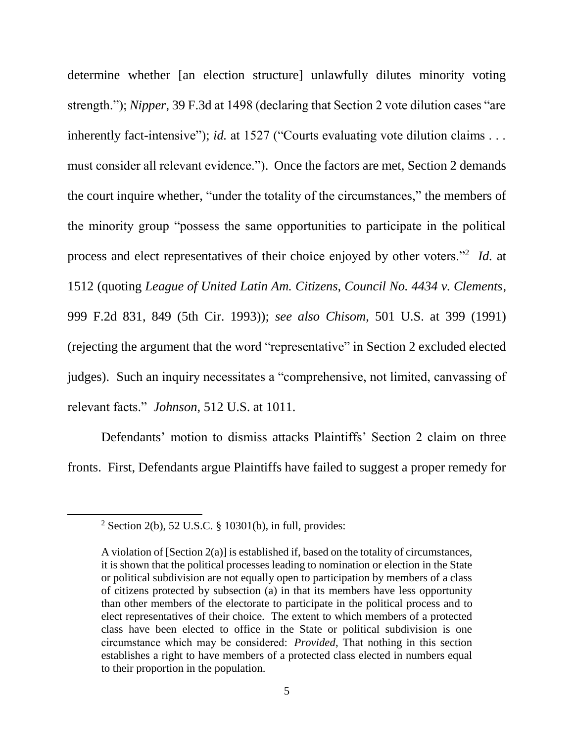determine whether [an election structure] unlawfully dilutes minority voting strength."); *Nipper*, 39 F.3d at 1498 (declaring that Section 2 vote dilution cases "are inherently fact-intensive"); *id.* at 1527 ("Courts evaluating vote dilution claims . . . must consider all relevant evidence."). Once the factors are met, Section 2 demands the court inquire whether, "under the totality of the circumstances," the members of the minority group "possess the same opportunities to participate in the political process and elect representatives of their choice enjoyed by other voters."[2] *Id.* at 1512 (quoting *League of United Latin Am. Citizens, Council No. 4434 v. Clements*, 999 F.2d 831, 849 (5th Cir. 1993)); *see also Chisom*, 501 U.S. at 399 (1991) (rejecting the argument that the word "representative" in Section 2 excluded elected judges). Such an inquiry necessitates a "comprehensive, not limited, canvassing of relevant facts." *Johnson*, 512 U.S. at 1011.

Defendants' motion to dismiss attacks Plaintiffs' Section 2 claim on three fronts. First, Defendants argue Plaintiffs have failed to suggest a proper remedy for

---

[2] Section 2(b), 52 U.S.C. § 10301(b), in full, provides:

A violation of [Section 2(a)] is established if, based on the totality of circumstances, it is shown that the political processes leading to nomination or election in the State or political subdivision are not equally open to participation by members of a class of citizens protected by subsection (a) in that its members have less opportunity than other members of the electorate to participate in the political process and to elect representatives of their choice. The extent to which members of a protected class have been elected to office in the State or political subdivision is one circumstance which may be considered: *Provided*, That nothing in this section establishes a right to have members of a protected class elected in numbers equal to their proportion in the population.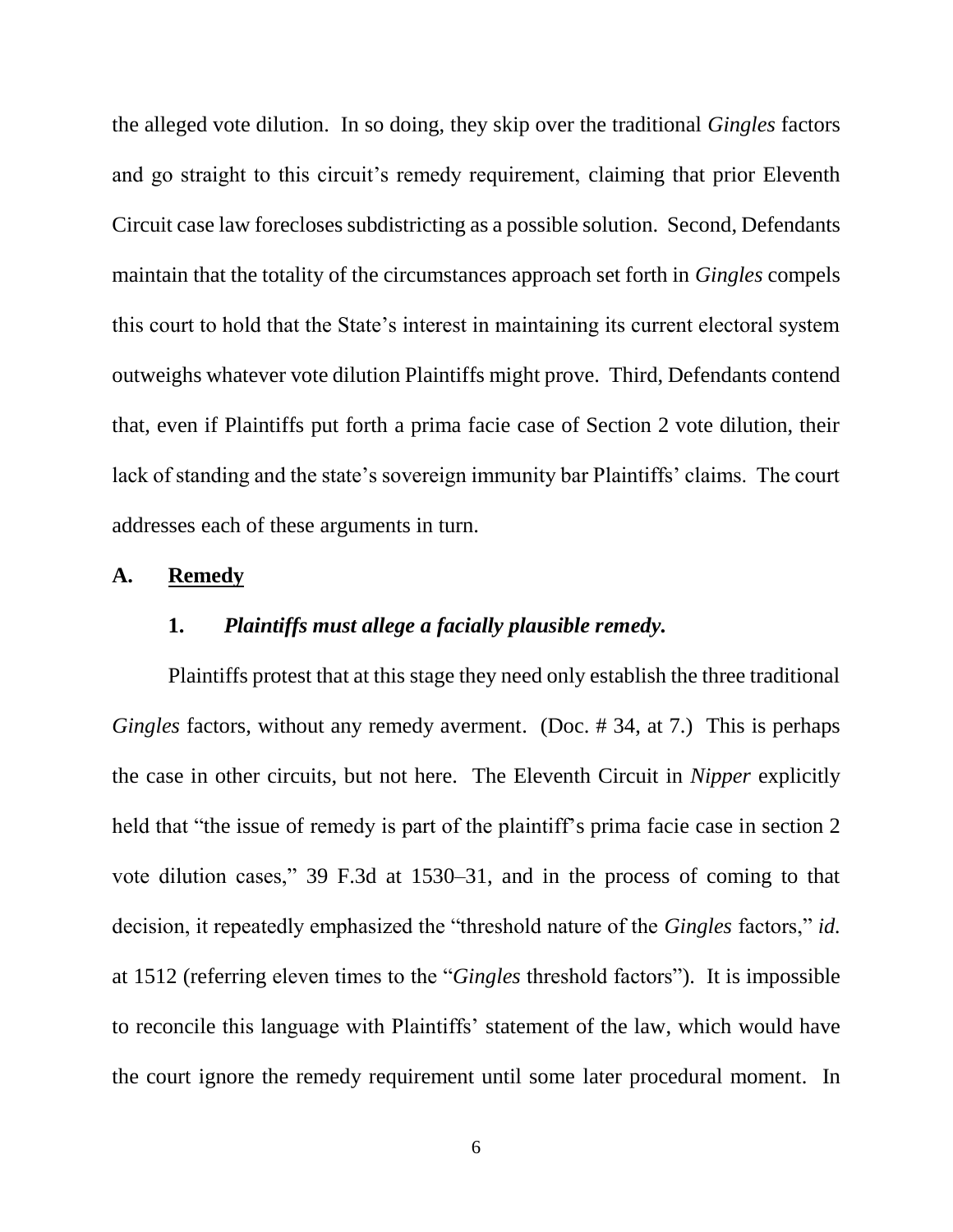the alleged vote dilution. In so doing, they skip over the traditional *Gingles* factors and go straight to this circuit's remedy requirement, claiming that prior Eleventh Circuit case law forecloses subdistricting as a possible solution. Second, Defendants maintain that the totality of the circumstances approach set forth in *Gingles* compels this court to hold that the State's interest in maintaining its current electoral system outweighs whatever vote dilution Plaintiffs might prove. Third, Defendants contend that, even if Plaintiffs put forth a prima facie case of Section 2 vote dilution, their lack of standing and the state's sovereign immunity bar Plaintiffs' claims. The court addresses each of these arguments in turn.

## A. <u>Remedy</u>

### 1. *Plaintiffs must allege a facially plausible remedy.*

Plaintiffs protest that at this stage they need only establish the three traditional *Gingles* factors, without any remedy averment. (Doc. # 34, at 7.) This is perhaps the case in other circuits, but not here. The Eleventh Circuit in *Nipper* explicitly held that "the issue of remedy is part of the plaintiff's prima facie case in section 2 vote dilution cases," 39 F.3d at 1530–31, and in the process of coming to that decision, it repeatedly emphasized the "threshold nature of the *Gingles* factors," *id.* at 1512 (referring eleven times to the "*Gingles* threshold factors"). It is impossible to reconcile this language with Plaintiffs' statement of the law, which would have the court ignore the remedy requirement until some later procedural moment. In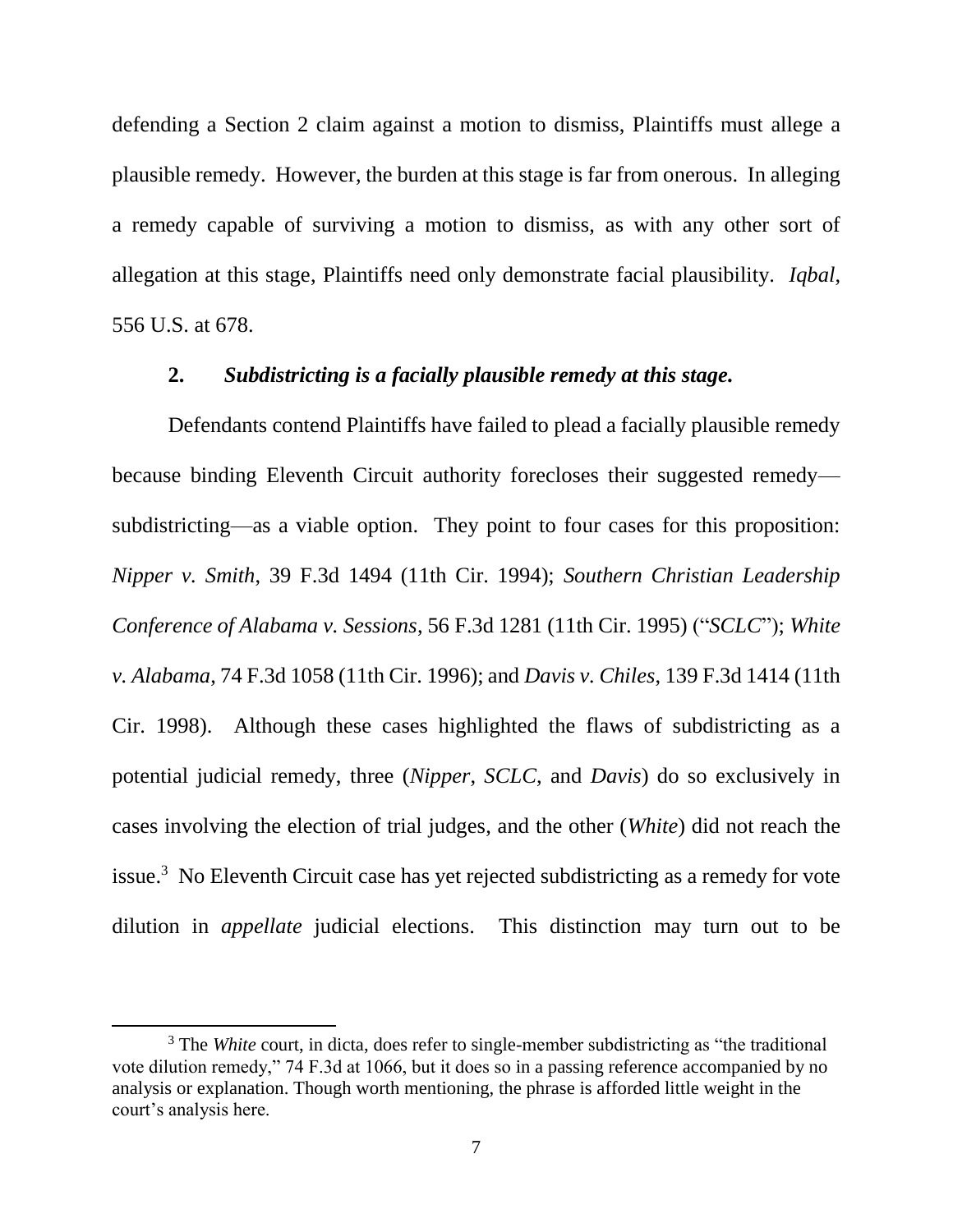defending a Section 2 claim against a motion to dismiss, Plaintiffs must allege a plausible remedy. However, the burden at this stage is far from onerous. In alleging a remedy capable of surviving a motion to dismiss, as with any other sort of allegation at this stage, Plaintiffs need only demonstrate facial plausibility. *Iqbal*, 556 U.S. at 678.

**2.** ***Subdistricting is a facially plausible remedy at this stage.***

Defendants contend Plaintiffs have failed to plead a facially plausible remedy because binding Eleventh Circuit authority forecloses their suggested remedy—subdistricting—as a viable option. They point to four cases for this proposition: *Nipper v. Smith*, 39 F.3d 1494 (11th Cir. 1994); *Southern Christian Leadership Conference of Alabama v. Sessions*, 56 F.3d 1281 (11th Cir. 1995) ("*SCLC*"); *White v. Alabama*, 74 F.3d 1058 (11th Cir. 1996); and *Davis v. Chiles*, 139 F.3d 1414 (11th Cir. 1998). Although these cases highlighted the flaws of subdistricting as a potential judicial remedy, three (*Nipper*, *SCLC*, and *Davis*) do so exclusively in cases involving the election of trial judges, and the other (*White*) did not reach the issue.[3] No Eleventh Circuit case has yet rejected subdistricting as a remedy for vote dilution in *appellate* judicial elections. This distinction may turn out to be

[3] The *White* court, in dicta, does refer to single-member subdistricting as "the traditional vote dilution remedy," 74 F.3d at 1066, but it does so in a passing reference accompanied by no analysis or explanation. Though worth mentioning, the phrase is afforded little weight in the court's analysis here.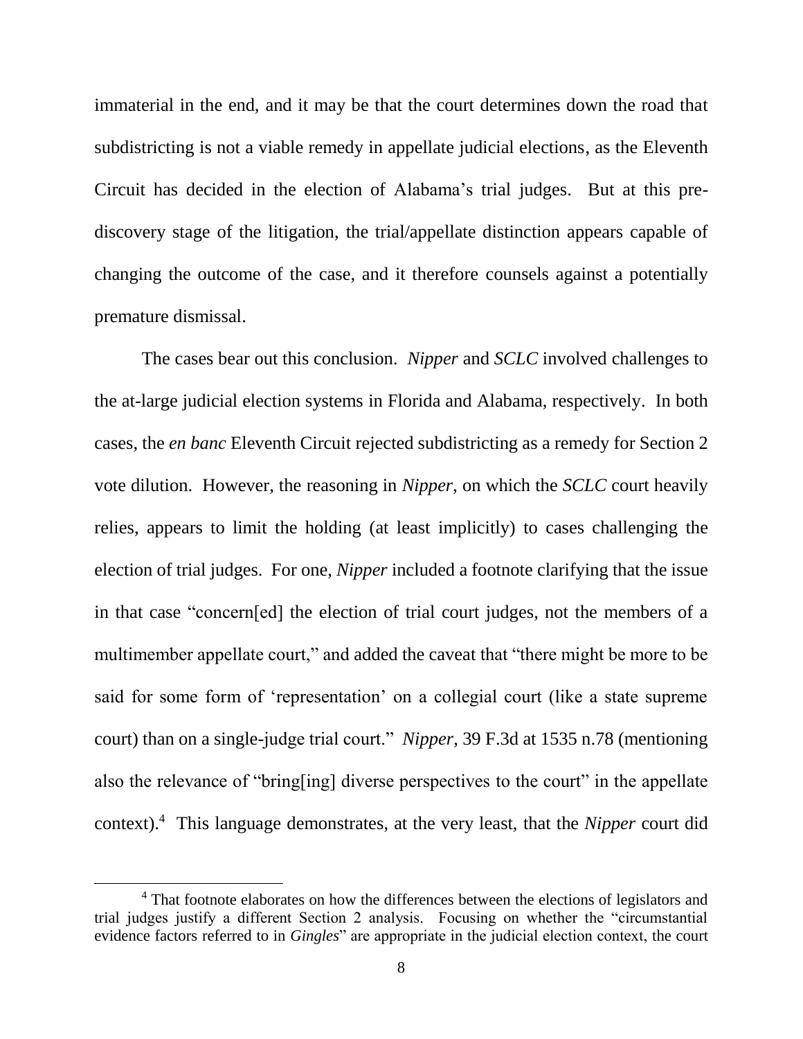immaterial in the end, and it may be that the court determines down the road that subdistricting is not a viable remedy in appellate judicial elections, as the Eleventh Circuit has decided in the election of Alabama's trial judges. But at this pre-discovery stage of the litigation, the trial/appellate distinction appears capable of changing the outcome of the case, and it therefore counsels against a potentially premature dismissal.

The cases bear out this conclusion. *Nipper* and *SCLC* involved challenges to the at-large judicial election systems in Florida and Alabama, respectively. In both cases, the *en banc* Eleventh Circuit rejected subdistricting as a remedy for Section 2 vote dilution. However, the reasoning in *Nipper*, on which the *SCLC* court heavily relies, appears to limit the holding (at least implicitly) to cases challenging the election of trial judges. For one, *Nipper* included a footnote clarifying that the issue in that case "concern[ed] the election of trial court judges, not the members of a multimember appellate court," and added the caveat that "there might be more to be said for some form of 'representation' on a collegial court (like a state supreme court) than on a single-judge trial court." *Nipper*, 39 F.3d at 1535 n.78 (mentioning also the relevance of "bring[ing] diverse perspectives to the court" in the appellate context).[4] This language demonstrates, at the very least, that the *Nipper* court did

[4] That footnote elaborates on how the differences between the elections of legislators and trial judges justify a different Section 2 analysis. Focusing on whether the "circumstantial evidence factors referred to in *Gingles*" are appropriate in the judicial election context, the court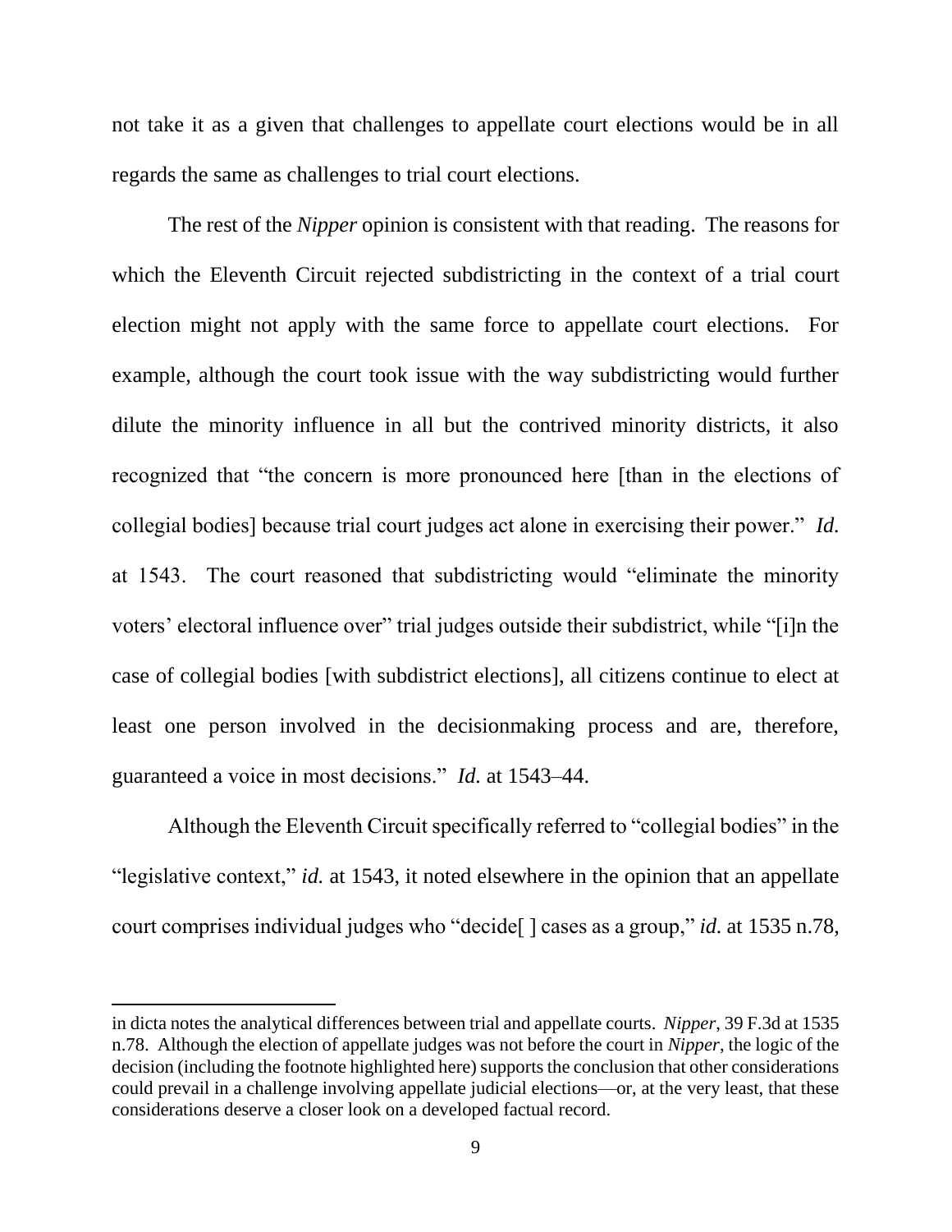not take it as a given that challenges to appellate court elections would be in all regards the same as challenges to trial court elections.

The rest of the *Nipper* opinion is consistent with that reading. The reasons for which the Eleventh Circuit rejected subdistricting in the context of a trial court election might not apply with the same force to appellate court elections. For example, although the court took issue with the way subdistricting would further dilute the minority influence in all but the contrived minority districts, it also recognized that "the concern is more pronounced here [than in the elections of collegial bodies] because trial court judges act alone in exercising their power." *Id.* at 1543. The court reasoned that subdistricting would "eliminate the minority voters' electoral influence over" trial judges outside their subdistrict, while "[i]n the case of collegial bodies [with subdistrict elections], all citizens continue to elect at least one person involved in the decisionmaking process and are, therefore, guaranteed a voice in most decisions." *Id.* at 1543–44.

Although the Eleventh Circuit specifically referred to "collegial bodies" in the "legislative context," *id.* at 1543, it noted elsewhere in the opinion that an appellate court comprises individual judges who "decide[ ] cases as a group," *id.* at 1535 n.78,

---

in dicta notes the analytical differences between trial and appellate courts. *Nipper*, 39 F.3d at 1535 n.78. Although the election of appellate judges was not before the court in *Nipper*, the logic of the decision (including the footnote highlighted here) supports the conclusion that other considerations could prevail in a challenge involving appellate judicial elections—or, at the very least, that these considerations deserve a closer look on a developed factual record.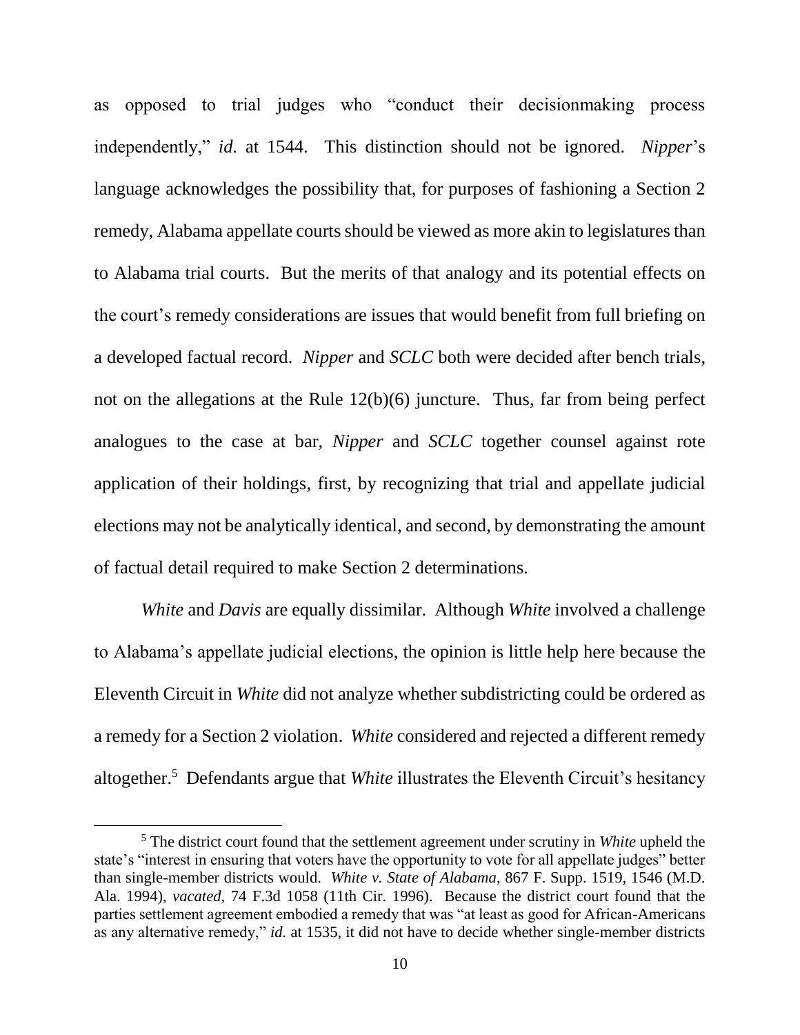as opposed to trial judges who "conduct their decisionmaking process independently," *id.* at 1544. This distinction should not be ignored. *Nipper*'s language acknowledges the possibility that, for purposes of fashioning a Section 2 remedy, Alabama appellate courts should be viewed as more akin to legislatures than to Alabama trial courts. But the merits of that analogy and its potential effects on the court's remedy considerations are issues that would benefit from full briefing on a developed factual record. *Nipper* and *SCLC* both were decided after bench trials, not on the allegations at the Rule 12(b)(6) juncture. Thus, far from being perfect analogues to the case at bar, *Nipper* and *SCLC* together counsel against rote application of their holdings, first, by recognizing that trial and appellate judicial elections may not be analytically identical, and second, by demonstrating the amount of factual detail required to make Section 2 determinations.

*White* and *Davis* are equally dissimilar. Although *White* involved a challenge to Alabama's appellate judicial elections, the opinion is little help here because the Eleventh Circuit in *White* did not analyze whether subdistricting could be ordered as a remedy for a Section 2 violation. *White* considered and rejected a different remedy altogether.[5] Defendants argue that *White* illustrates the Eleventh Circuit's hesitancy

[5] The district court found that the settlement agreement under scrutiny in *White* upheld the state's "interest in ensuring that voters have the opportunity to vote for all appellate judges" better than single-member districts would. *White v. State of Alabama*, 867 F. Supp. 1519, 1546 (M.D. Ala. 1994), *vacated*, 74 F.3d 1058 (11th Cir. 1996). Because the district court found that the parties settlement agreement embodied a remedy that was "at least as good for African-Americans as any alternative remedy," *id.* at 1535, it did not have to decide whether single-member districts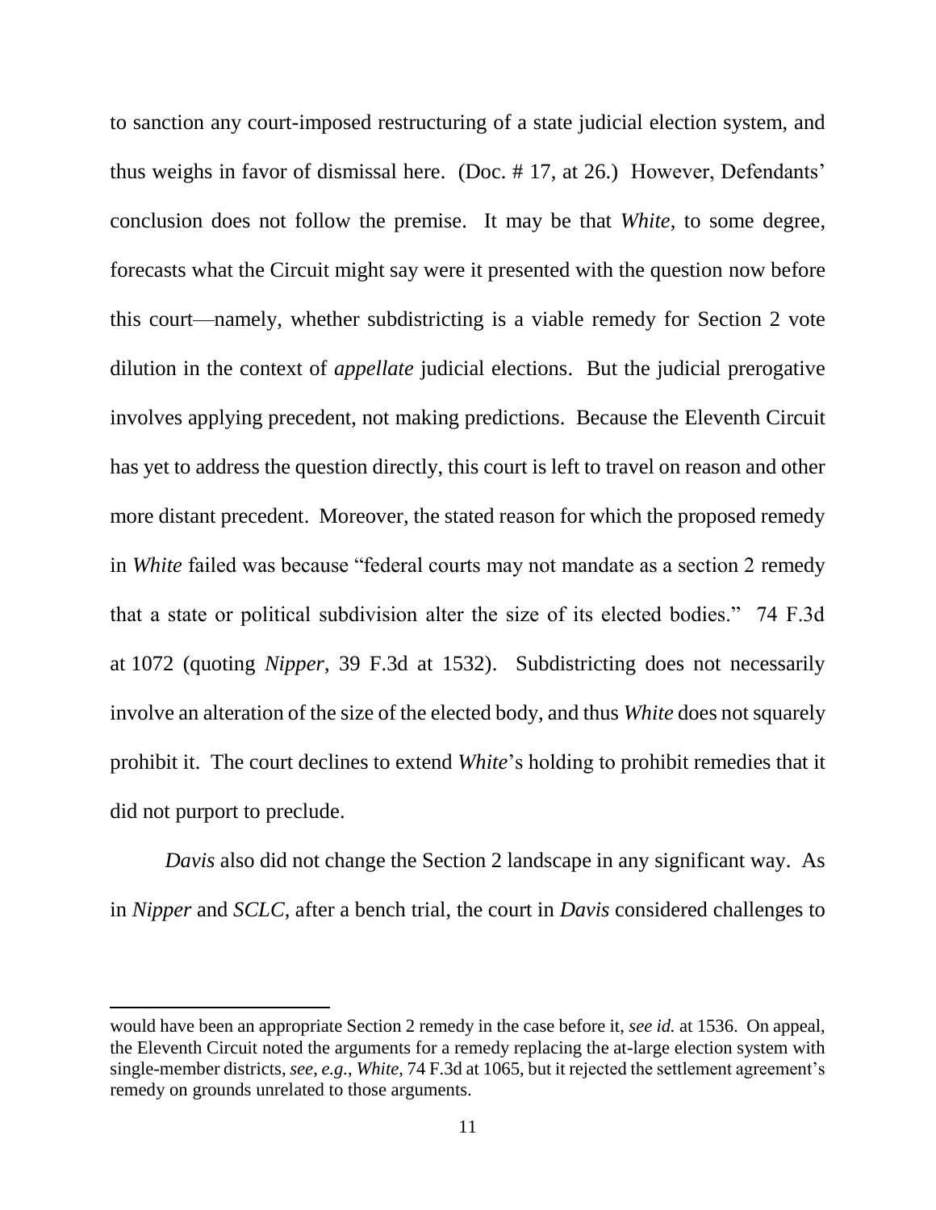to sanction any court-imposed restructuring of a state judicial election system, and thus weighs in favor of dismissal here. (Doc. # 17, at 26.) However, Defendants' conclusion does not follow the premise. It may be that *White*, to some degree, forecasts what the Circuit might say were it presented with the question now before this court—namely, whether subdistricting is a viable remedy for Section 2 vote dilution in the context of *appellate* judicial elections. But the judicial prerogative involves applying precedent, not making predictions. Because the Eleventh Circuit has yet to address the question directly, this court is left to travel on reason and other more distant precedent. Moreover, the stated reason for which the proposed remedy in *White* failed was because "federal courts may not mandate as a section 2 remedy that a state or political subdivision alter the size of its elected bodies." 74 F.3d at 1072 (quoting *Nipper*, 39 F.3d at 1532). Subdistricting does not necessarily involve an alteration of the size of the elected body, and thus *White* does not squarely prohibit it. The court declines to extend *White*'s holding to prohibit remedies that it did not purport to preclude.

*Davis* also did not change the Section 2 landscape in any significant way. As in *Nipper* and *SCLC*, after a bench trial, the court in *Davis* considered challenges to

---

would have been an appropriate Section 2 remedy in the case before it, *see id.* at 1536. On appeal, the Eleventh Circuit noted the arguments for a remedy replacing the at-large election system with single-member districts, *see*, *e.g.*, *White*, 74 F.3d at 1065, but it rejected the settlement agreement's remedy on grounds unrelated to those arguments.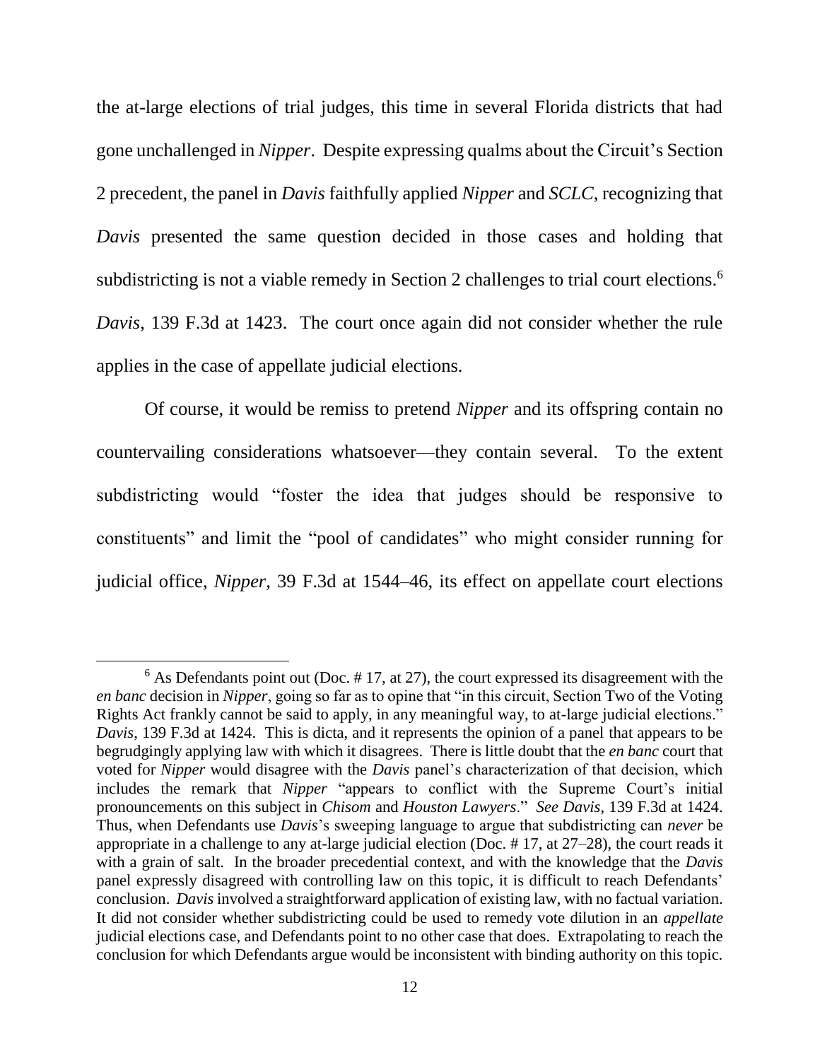the at-large elections of trial judges, this time in several Florida districts that had gone unchallenged in *Nipper*. Despite expressing qualms about the Circuit's Section 2 precedent, the panel in *Davis* faithfully applied *Nipper* and *SCLC*, recognizing that *Davis* presented the same question decided in those cases and holding that subdistricting is not a viable remedy in Section 2 challenges to trial court elections.[6] *Davis*, 139 F.3d at 1423. The court once again did not consider whether the rule applies in the case of appellate judicial elections.

Of course, it would be remiss to pretend *Nipper* and its offspring contain no countervailing considerations whatsoever—they contain several. To the extent subdistricting would "foster the idea that judges should be responsive to constituents" and limit the "pool of candidates" who might consider running for judicial office, *Nipper*, 39 F.3d at 1544–46, its effect on appellate court elections

---

[6] As Defendants point out (Doc. # 17, at 27), the court expressed its disagreement with the *en banc* decision in *Nipper*, going so far as to opine that "in this circuit, Section Two of the Voting Rights Act frankly cannot be said to apply, in any meaningful way, to at-large judicial elections." *Davis*, 139 F.3d at 1424. This is dicta, and it represents the opinion of a panel that appears to be begrudgingly applying law with which it disagrees. There is little doubt that the *en banc* court that voted for *Nipper* would disagree with the *Davis* panel's characterization of that decision, which includes the remark that *Nipper* "appears to conflict with the Supreme Court's initial pronouncements on this subject in *Chisom* and *Houston Lawyers*." *See Davis*, 139 F.3d at 1424. Thus, when Defendants use *Davis*'s sweeping language to argue that subdistricting can *never* be appropriate in a challenge to any at-large judicial election (Doc. # 17, at 27–28), the court reads it with a grain of salt. In the broader precedential context, and with the knowledge that the *Davis* panel expressly disagreed with controlling law on this topic, it is difficult to reach Defendants' conclusion. *Davis* involved a straightforward application of existing law, with no factual variation. It did not consider whether subdistricting could be used to remedy vote dilution in an *appellate* judicial elections case, and Defendants point to no other case that does. Extrapolating to reach the conclusion for which Defendants argue would be inconsistent with binding authority on this topic.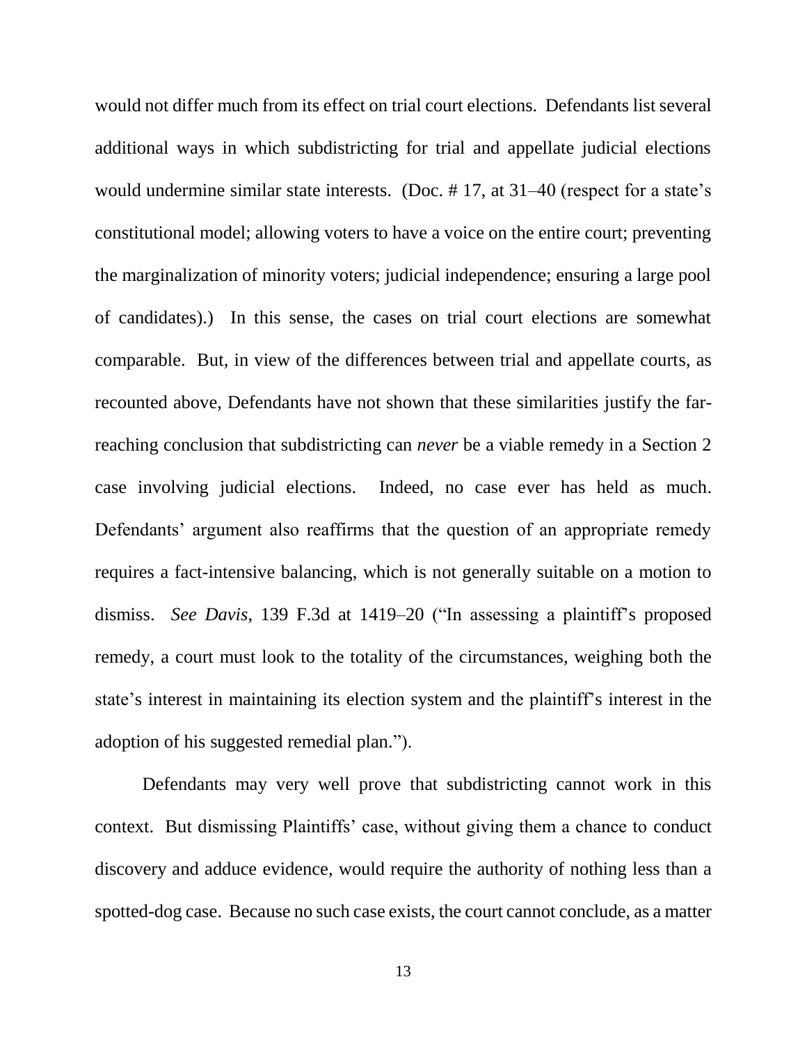would not differ much from its effect on trial court elections. Defendants list several additional ways in which subdistricting for trial and appellate judicial elections would undermine similar state interests. (Doc. # 17, at 31–40 (respect for a state's constitutional model; allowing voters to have a voice on the entire court; preventing the marginalization of minority voters; judicial independence; ensuring a large pool of candidates).) In this sense, the cases on trial court elections are somewhat comparable. But, in view of the differences between trial and appellate courts, as recounted above, Defendants have not shown that these similarities justify the far-reaching conclusion that subdistricting can *never* be a viable remedy in a Section 2 case involving judicial elections. Indeed, no case ever has held as much. Defendants' argument also reaffirms that the question of an appropriate remedy requires a fact-intensive balancing, which is not generally suitable on a motion to dismiss. *See Davis*, 139 F.3d at 1419–20 ("In assessing a plaintiff's proposed remedy, a court must look to the totality of the circumstances, weighing both the state's interest in maintaining its election system and the plaintiff's interest in the adoption of his suggested remedial plan.").

Defendants may very well prove that subdistricting cannot work in this context. But dismissing Plaintiffs' case, without giving them a chance to conduct discovery and adduce evidence, would require the authority of nothing less than a spotted-dog case. Because no such case exists, the court cannot conclude, as a matter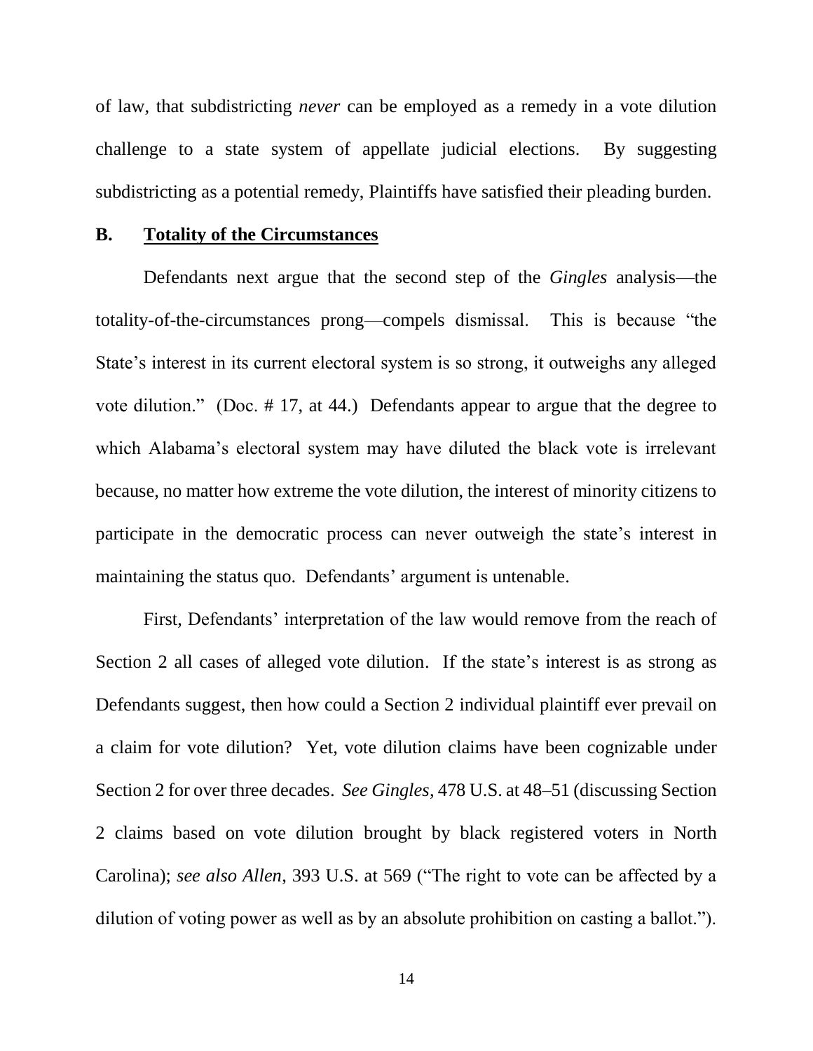of law, that subdistricting *never* can be employed as a remedy in a vote dilution challenge to a state system of appellate judicial elections. By suggesting subdistricting as a potential remedy, Plaintiffs have satisfied their pleading burden.

## B. Totality of the Circumstances

Defendants next argue that the second step of the *Gingles* analysis—the totality-of-the-circumstances prong—compels dismissal. This is because "the State's interest in its current electoral system is so strong, it outweighs any alleged vote dilution." (Doc. # 17, at 44.) Defendants appear to argue that the degree to which Alabama's electoral system may have diluted the black vote is irrelevant because, no matter how extreme the vote dilution, the interest of minority citizens to participate in the democratic process can never outweigh the state's interest in maintaining the status quo. Defendants' argument is untenable.

First, Defendants' interpretation of the law would remove from the reach of Section 2 all cases of alleged vote dilution. If the state's interest is as strong as Defendants suggest, then how could a Section 2 individual plaintiff ever prevail on a claim for vote dilution? Yet, vote dilution claims have been cognizable under Section 2 for over three decades. *See Gingles*, 478 U.S. at 48–51 (discussing Section 2 claims based on vote dilution brought by black registered voters in North Carolina); *see also Allen*, 393 U.S. at 569 ("The right to vote can be affected by a dilution of voting power as well as by an absolute prohibition on casting a ballot.").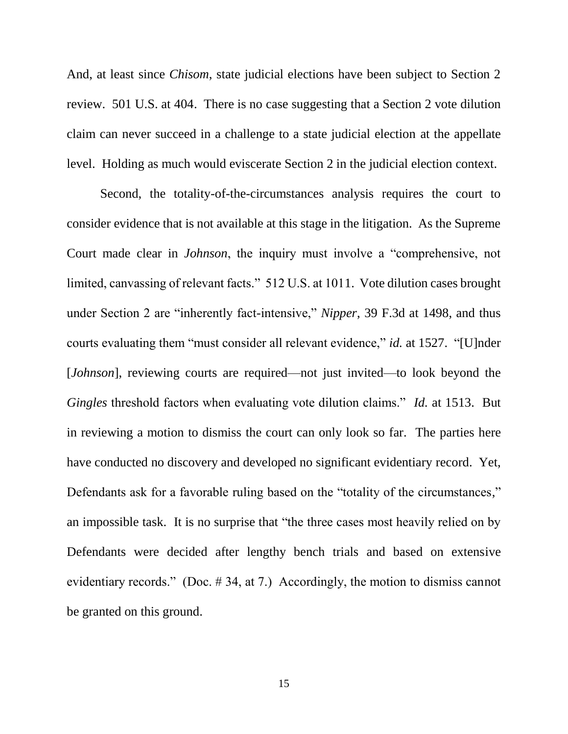And, at least since *Chisom*, state judicial elections have been subject to Section 2 review. 501 U.S. at 404. There is no case suggesting that a Section 2 vote dilution claim can never succeed in a challenge to a state judicial election at the appellate level. Holding as much would eviscerate Section 2 in the judicial election context.

Second, the totality-of-the-circumstances analysis requires the court to consider evidence that is not available at this stage in the litigation. As the Supreme Court made clear in *Johnson*, the inquiry must involve a "comprehensive, not limited, canvassing of relevant facts." 512 U.S. at 1011. Vote dilution cases brought under Section 2 are "inherently fact-intensive," *Nipper*, 39 F.3d at 1498, and thus courts evaluating them "must consider all relevant evidence," *id.* at 1527. "[U]nder [*Johnson*], reviewing courts are required—not just invited—to look beyond the *Gingles* threshold factors when evaluating vote dilution claims." *Id.* at 1513. But in reviewing a motion to dismiss the court can only look so far. The parties here have conducted no discovery and developed no significant evidentiary record. Yet, Defendants ask for a favorable ruling based on the "totality of the circumstances," an impossible task. It is no surprise that "the three cases most heavily relied on by Defendants were decided after lengthy bench trials and based on extensive evidentiary records." (Doc. # 34, at 7.) Accordingly, the motion to dismiss cannot be granted on this ground.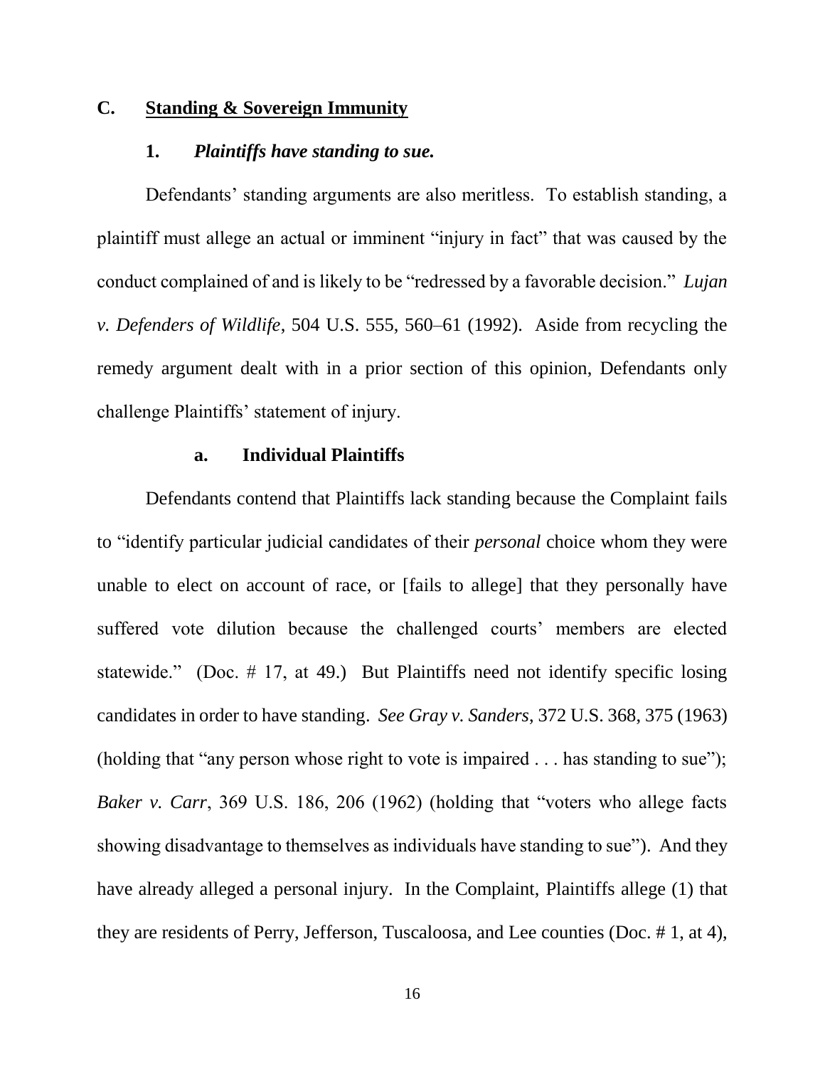## C. Standing & Sovereign Immunity

### 1. *Plaintiffs have standing to sue.*

Defendants' standing arguments are also meritless. To establish standing, a plaintiff must allege an actual or imminent "injury in fact" that was caused by the conduct complained of and is likely to be "redressed by a favorable decision." *Lujan v. Defenders of Wildlife*, 504 U.S. 555, 560–61 (1992). Aside from recycling the remedy argument dealt with in a prior section of this opinion, Defendants only challenge Plaintiffs' statement of injury.

#### a. Individual Plaintiffs

Defendants contend that Plaintiffs lack standing because the Complaint fails to "identify particular judicial candidates of their *personal* choice whom they were unable to elect on account of race, or [fails to allege] that they personally have suffered vote dilution because the challenged courts' members are elected statewide." (Doc. # 17, at 49.) But Plaintiffs need not identify specific losing candidates in order to have standing. *See Gray v. Sanders*, 372 U.S. 368, 375 (1963) (holding that "any person whose right to vote is impaired . . . has standing to sue"); *Baker v. Carr*, 369 U.S. 186, 206 (1962) (holding that "voters who allege facts showing disadvantage to themselves as individuals have standing to sue"). And they have already alleged a personal injury. In the Complaint, Plaintiffs allege (1) that they are residents of Perry, Jefferson, Tuscaloosa, and Lee counties (Doc. # 1, at 4),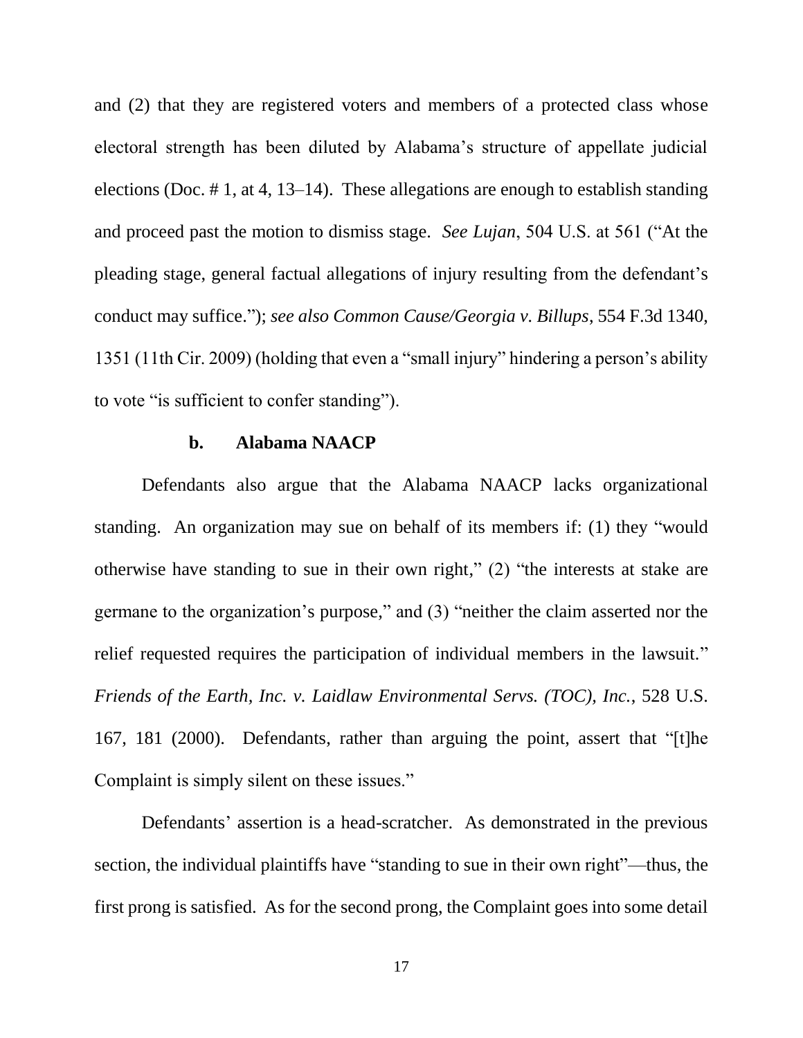and (2) that they are registered voters and members of a protected class whose electoral strength has been diluted by Alabama's structure of appellate judicial elections (Doc. # 1, at 4, 13–14). These allegations are enough to establish standing and proceed past the motion to dismiss stage. *See Lujan*, 504 U.S. at 561 ("At the pleading stage, general factual allegations of injury resulting from the defendant's conduct may suffice."); *see also Common Cause/Georgia v. Billups*, 554 F.3d 1340, 1351 (11th Cir. 2009) (holding that even a "small injury" hindering a person's ability to vote "is sufficient to confer standing").

**b. Alabama NAACP**

Defendants also argue that the Alabama NAACP lacks organizational standing. An organization may sue on behalf of its members if: (1) they "would otherwise have standing to sue in their own right," (2) "the interests at stake are germane to the organization's purpose," and (3) "neither the claim asserted nor the relief requested requires the participation of individual members in the lawsuit." *Friends of the Earth, Inc. v. Laidlaw Environmental Servs. (TOC), Inc.*, 528 U.S. 167, 181 (2000). Defendants, rather than arguing the point, assert that "[t]he Complaint is simply silent on these issues."

Defendants' assertion is a head-scratcher. As demonstrated in the previous section, the individual plaintiffs have "standing to sue in their own right"—thus, the first prong is satisfied. As for the second prong, the Complaint goes into some detail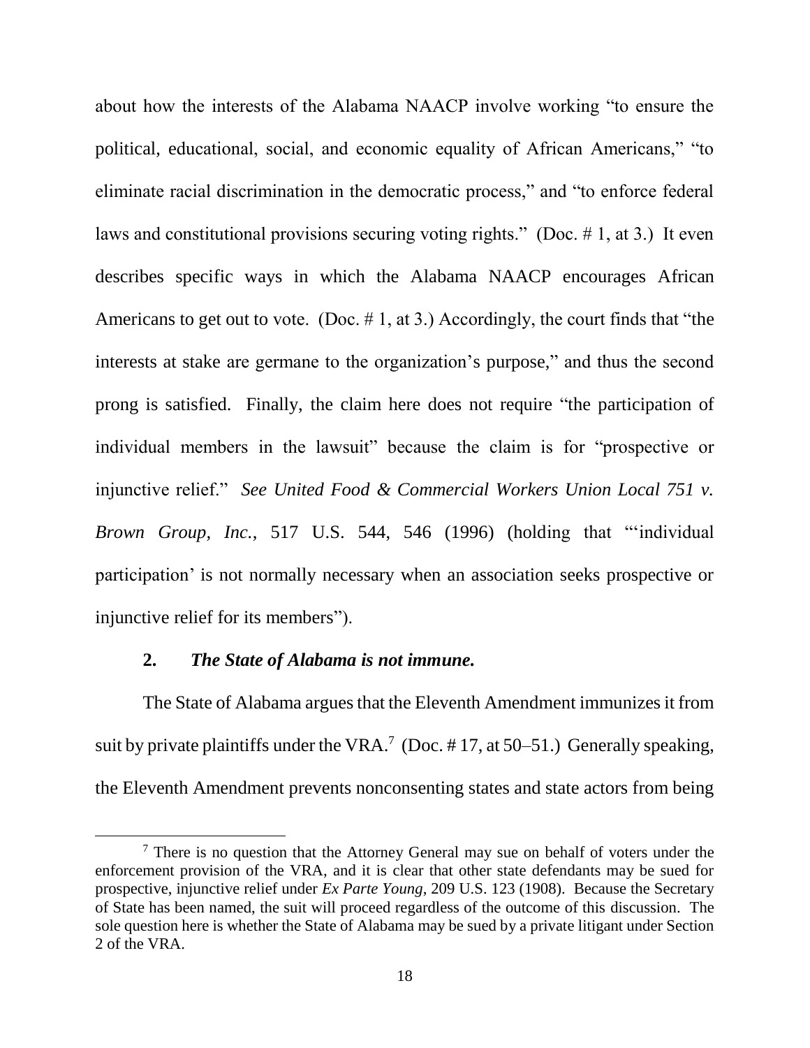about how the interests of the Alabama NAACP involve working "to ensure the political, educational, social, and economic equality of African Americans," "to eliminate racial discrimination in the democratic process," and "to enforce federal laws and constitutional provisions securing voting rights." (Doc. # 1, at 3.) It even describes specific ways in which the Alabama NAACP encourages African Americans to get out to vote. (Doc. # 1, at 3.) Accordingly, the court finds that "the interests at stake are germane to the organization's purpose," and thus the second prong is satisfied. Finally, the claim here does not require "the participation of individual members in the lawsuit" because the claim is for "prospective or injunctive relief." *See United Food & Commercial Workers Union Local 751 v. Brown Group, Inc.*, 517 U.S. 544, 546 (1996) (holding that "'individual participation' is not normally necessary when an association seeks prospective or injunctive relief for its members").

**2.** ***The State of Alabama is not immune.***

The State of Alabama argues that the Eleventh Amendment immunizes it from suit by private plaintiffs under the VRA.[7] (Doc. # 17, at 50–51.) Generally speaking, the Eleventh Amendment prevents nonconsenting states and state actors from being

[7] There is no question that the Attorney General may sue on behalf of voters under the enforcement provision of the VRA, and it is clear that other state defendants may be sued for prospective, injunctive relief under *Ex Parte Young*, 209 U.S. 123 (1908). Because the Secretary of State has been named, the suit will proceed regardless of the outcome of this discussion. The sole question here is whether the State of Alabama may be sued by a private litigant under Section 2 of the VRA.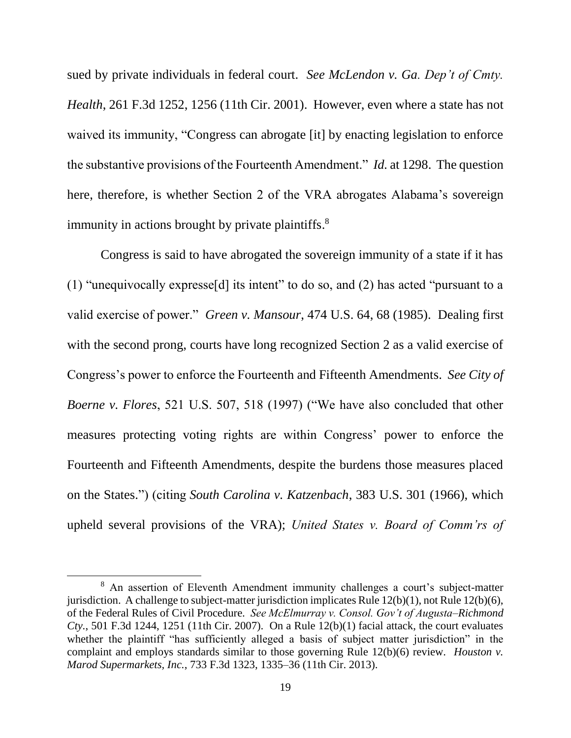sued by private individuals in federal court. *See McLendon v. Ga. Dep't of Cmty. Health*, 261 F.3d 1252, 1256 (11th Cir. 2001). However, even where a state has not waived its immunity, "Congress can abrogate [it] by enacting legislation to enforce the substantive provisions of the Fourteenth Amendment." *Id.* at 1298. The question here, therefore, is whether Section 2 of the VRA abrogates Alabama's sovereign immunity in actions brought by private plaintiffs.[8]

Congress is said to have abrogated the sovereign immunity of a state if it has (1) "unequivocally expresse[d] its intent" to do so, and (2) has acted "pursuant to a valid exercise of power." *Green v. Mansour*, 474 U.S. 64, 68 (1985). Dealing first with the second prong, courts have long recognized Section 2 as a valid exercise of Congress's power to enforce the Fourteenth and Fifteenth Amendments. *See City of Boerne v. Flores*, 521 U.S. 507, 518 (1997) ("We have also concluded that other measures protecting voting rights are within Congress' power to enforce the Fourteenth and Fifteenth Amendments, despite the burdens those measures placed on the States.") (citing *South Carolina v. Katzenbach*, 383 U.S. 301 (1966), which upheld several provisions of the VRA); *United States v. Board of Comm'rs of*

---

[8] An assertion of Eleventh Amendment immunity challenges a court's subject-matter jurisdiction. A challenge to subject-matter jurisdiction implicates Rule 12(b)(1), not Rule 12(b)(6), of the Federal Rules of Civil Procedure. *See McElmurray v. Consol. Gov't of Augusta–Richmond Cty.*, 501 F.3d 1244, 1251 (11th Cir. 2007). On a Rule 12(b)(1) facial attack, the court evaluates whether the plaintiff "has sufficiently alleged a basis of subject matter jurisdiction" in the complaint and employs standards similar to those governing Rule 12(b)(6) review. *Houston v. Marod Supermarkets, Inc.*, 733 F.3d 1323, 1335–36 (11th Cir. 2013).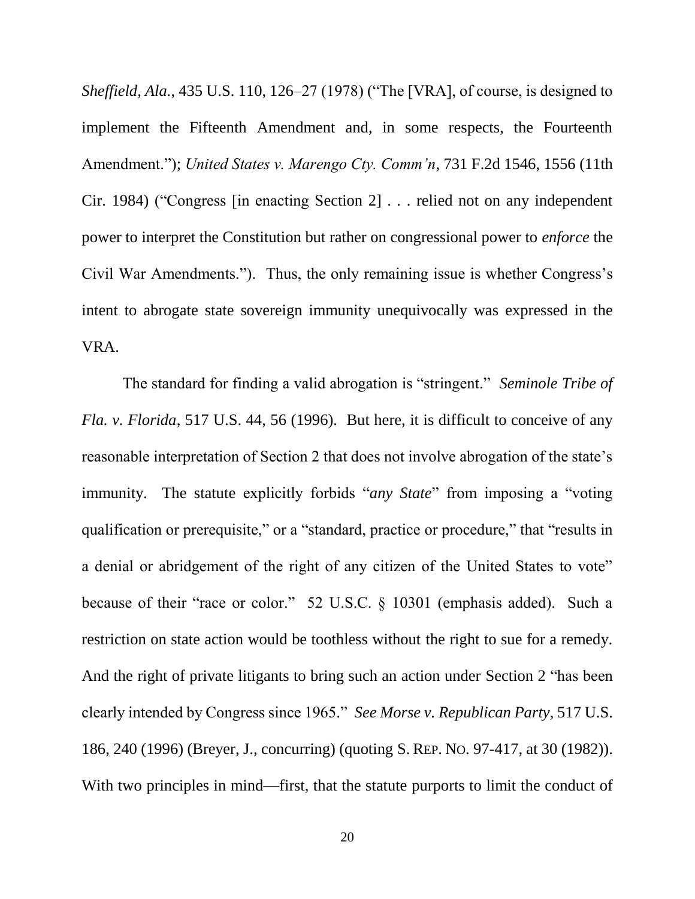*Sheffield, Ala.*, 435 U.S. 110, 126–27 (1978) ("The [VRA], of course, is designed to implement the Fifteenth Amendment and, in some respects, the Fourteenth Amendment."); *United States v. Marengo Cty. Comm'n*, 731 F.2d 1546, 1556 (11th Cir. 1984) ("Congress [in enacting Section 2] . . . relied not on any independent power to interpret the Constitution but rather on congressional power to *enforce* the Civil War Amendments."). Thus, the only remaining issue is whether Congress's intent to abrogate state sovereign immunity unequivocally was expressed in the VRA.

The standard for finding a valid abrogation is "stringent." *Seminole Tribe of Fla. v. Florida*, 517 U.S. 44, 56 (1996). But here, it is difficult to conceive of any reasonable interpretation of Section 2 that does not involve abrogation of the state's immunity. The statute explicitly forbids "*any State*" from imposing a "voting qualification or prerequisite," or a "standard, practice or procedure," that "results in a denial or abridgement of the right of any citizen of the United States to vote" because of their "race or color." 52 U.S.C. § 10301 (emphasis added). Such a restriction on state action would be toothless without the right to sue for a remedy. And the right of private litigants to bring such an action under Section 2 "has been clearly intended by Congress since 1965." *See Morse v. Republican Party*, 517 U.S. 186, 240 (1996) (Breyer, J., concurring) (quoting S. REP. NO. 97-417, at 30 (1982)). With two principles in mind—first, that the statute purports to limit the conduct of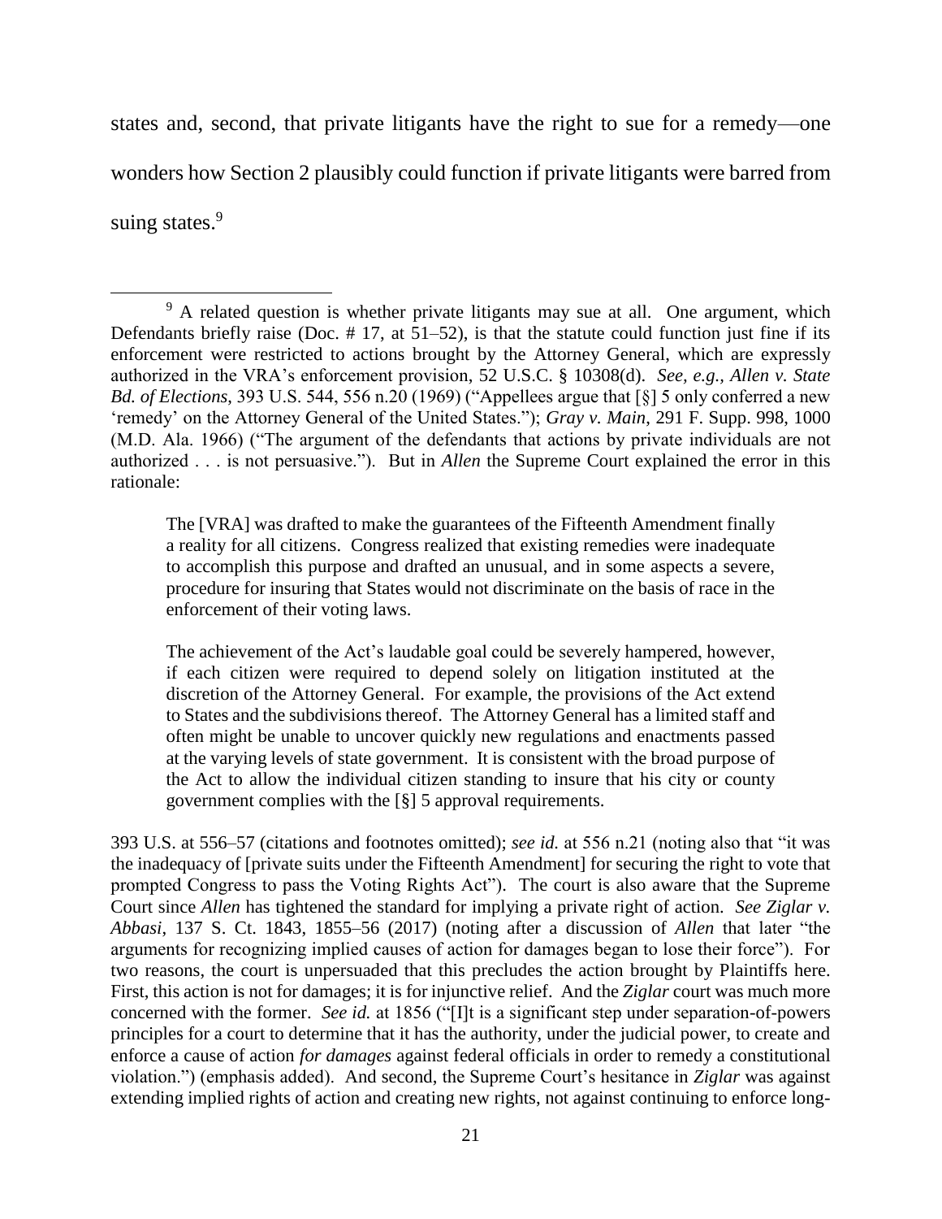states and, second, that private litigants have the right to sue for a remedy—one wonders how Section 2 plausibly could function if private litigants were barred from suing states.[9]

[9] A related question is whether private litigants may sue at all. One argument, which Defendants briefly raise (Doc. # 17, at 51–52), is that the statute could function just fine if its enforcement were restricted to actions brought by the Attorney General, which are expressly authorized in the VRA's enforcement provision, 52 U.S.C. § 10308(d). *See, e.g.*, *Allen v. State Bd. of Elections*, 393 U.S. 544, 556 n.20 (1969) ("Appellees argue that [§] 5 only conferred a new 'remedy' on the Attorney General of the United States."); *Gray v. Main*, 291 F. Supp. 998, 1000 (M.D. Ala. 1966) ("The argument of the defendants that actions by private individuals are not authorized . . . is not persuasive."). But in *Allen* the Supreme Court explained the error in this rationale:

> The [VRA] was drafted to make the guarantees of the Fifteenth Amendment finally a reality for all citizens. Congress realized that existing remedies were inadequate to accomplish this purpose and drafted an unusual, and in some aspects a severe, procedure for insuring that States would not discriminate on the basis of race in the enforcement of their voting laws.
>
> The achievement of the Act's laudable goal could be severely hampered, however, if each citizen were required to depend solely on litigation instituted at the discretion of the Attorney General. For example, the provisions of the Act extend to States and the subdivisions thereof. The Attorney General has a limited staff and often might be unable to uncover quickly new regulations and enactments passed at the varying levels of state government. It is consistent with the broad purpose of the Act to allow the individual citizen standing to insure that his city or county government complies with the [§] 5 approval requirements.

393 U.S. at 556–57 (citations and footnotes omitted); *see id.* at 556 n.21 (noting also that "it was the inadequacy of [private suits under the Fifteenth Amendment] for securing the right to vote that prompted Congress to pass the Voting Rights Act"). The court is also aware that the Supreme Court since *Allen* has tightened the standard for implying a private right of action. *See Ziglar v. Abbasi*, 137 S. Ct. 1843, 1855–56 (2017) (noting after a discussion of *Allen* that later "the arguments for recognizing implied causes of action for damages began to lose their force"). For two reasons, the court is unpersuaded that this precludes the action brought by Plaintiffs here. First, this action is not for damages; it is for injunctive relief. And the *Ziglar* court was much more concerned with the former. *See id.* at 1856 ("[I]t is a significant step under separation-of-powers principles for a court to determine that it has the authority, under the judicial power, to create and enforce a cause of action *for damages* against federal officials in order to remedy a constitutional violation.") (emphasis added). And second, the Supreme Court's hesitance in *Ziglar* was against extending implied rights of action and creating new rights, not against continuing to enforce long-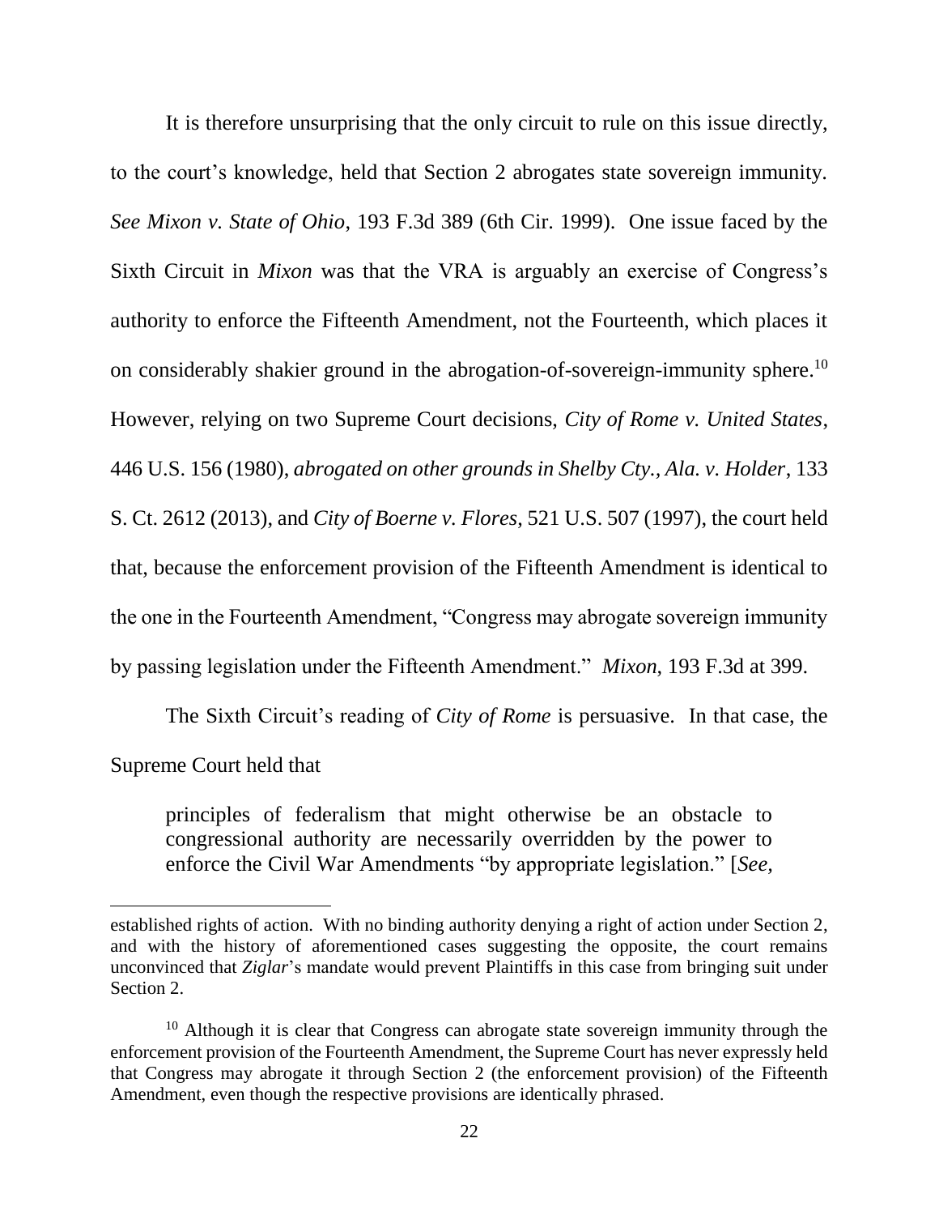It is therefore unsurprising that the only circuit to rule on this issue directly, to the court's knowledge, held that Section 2 abrogates state sovereign immunity. *See Mixon v. State of Ohio*, 193 F.3d 389 (6th Cir. 1999). One issue faced by the Sixth Circuit in *Mixon* was that the VRA is arguably an exercise of Congress's authority to enforce the Fifteenth Amendment, not the Fourteenth, which places it on considerably shakier ground in the abrogation-of-sovereign-immunity sphere.[10] However, relying on two Supreme Court decisions, *City of Rome v. United States*, 446 U.S. 156 (1980), *abrogated on other grounds in Shelby Cty., Ala. v. Holder*, 133 S. Ct. 2612 (2013), and *City of Boerne v. Flores*, 521 U.S. 507 (1997), the court held that, because the enforcement provision of the Fifteenth Amendment is identical to the one in the Fourteenth Amendment, "Congress may abrogate sovereign immunity by passing legislation under the Fifteenth Amendment." *Mixon*, 193 F.3d at 399.

The Sixth Circuit's reading of *City of Rome* is persuasive. In that case, the Supreme Court held that

> principles of federalism that might otherwise be an obstacle to congressional authority are necessarily overridden by the power to enforce the Civil War Amendments "by appropriate legislation." [*See,*

---

established rights of action. With no binding authority denying a right of action under Section 2, and with the history of aforementioned cases suggesting the opposite, the court remains unconvinced that *Ziglar*'s mandate would prevent Plaintiffs in this case from bringing suit under Section 2.

[10] Although it is clear that Congress can abrogate state sovereign immunity through the enforcement provision of the Fourteenth Amendment, the Supreme Court has never expressly held that Congress may abrogate it through Section 2 (the enforcement provision) of the Fifteenth Amendment, even though the respective provisions are identically phrased.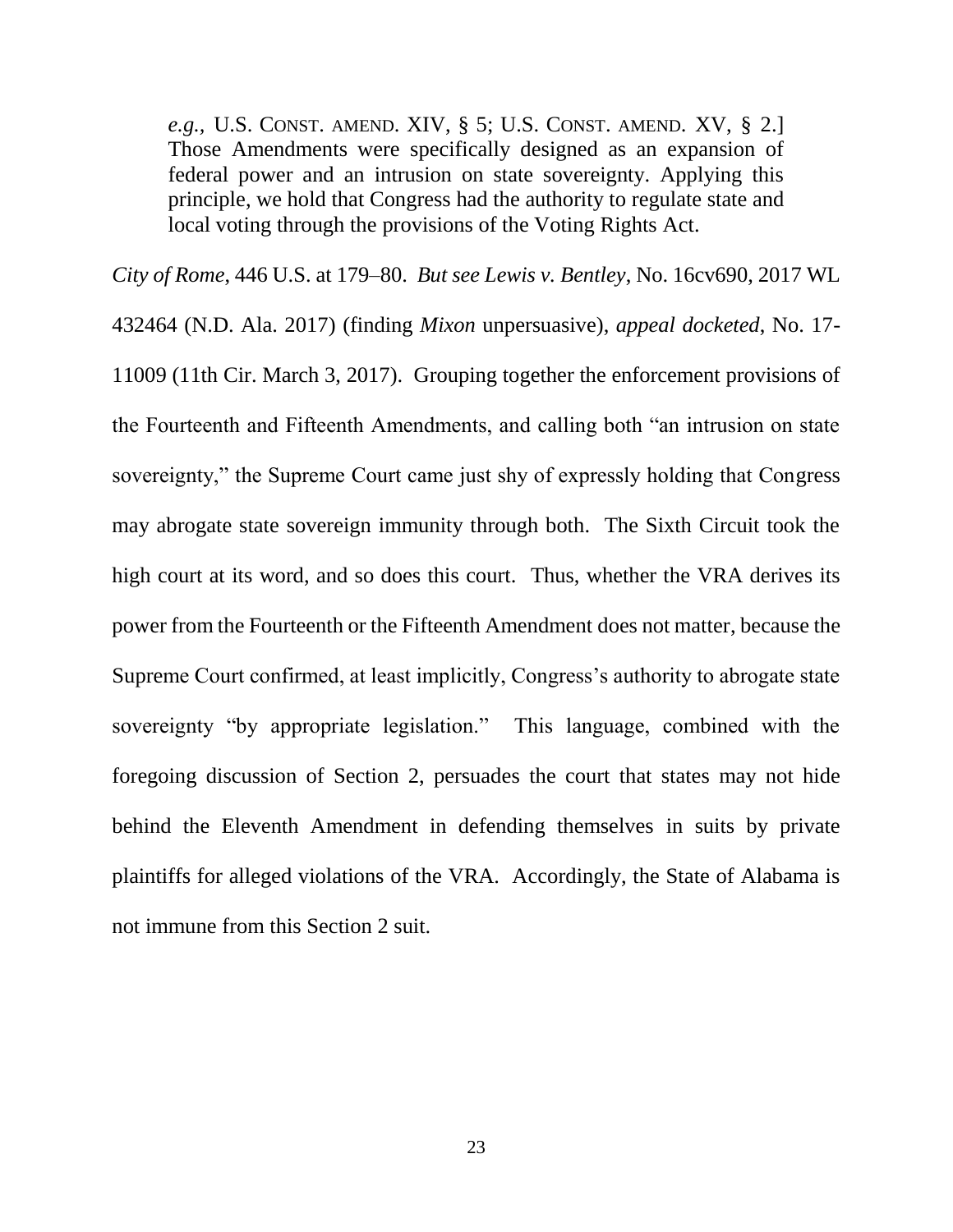> *e.g.*, U.S. CONST. AMEND. XIV, § 5; U.S. CONST. AMEND. XV, § 2.] Those Amendments were specifically designed as an expansion of federal power and an intrusion on state sovereignty. Applying this principle, we hold that Congress had the authority to regulate state and local voting through the provisions of the Voting Rights Act.

*City of Rome*, 446 U.S. at 179–80. *But see Lewis v. Bentley*, No. 16cv690, 2017 WL 432464 (N.D. Ala. 2017) (finding *Mixon* unpersuasive), *appeal docketed*, No. 17-11009 (11th Cir. March 3, 2017). Grouping together the enforcement provisions of the Fourteenth and Fifteenth Amendments, and calling both "an intrusion on state sovereignty," the Supreme Court came just shy of expressly holding that Congress may abrogate state sovereign immunity through both. The Sixth Circuit took the high court at its word, and so does this court. Thus, whether the VRA derives its power from the Fourteenth or the Fifteenth Amendment does not matter, because the Supreme Court confirmed, at least implicitly, Congress's authority to abrogate state sovereignty "by appropriate legislation." This language, combined with the foregoing discussion of Section 2, persuades the court that states may not hide behind the Eleventh Amendment in defending themselves in suits by private plaintiffs for alleged violations of the VRA. Accordingly, the State of Alabama is not immune from this Section 2 suit.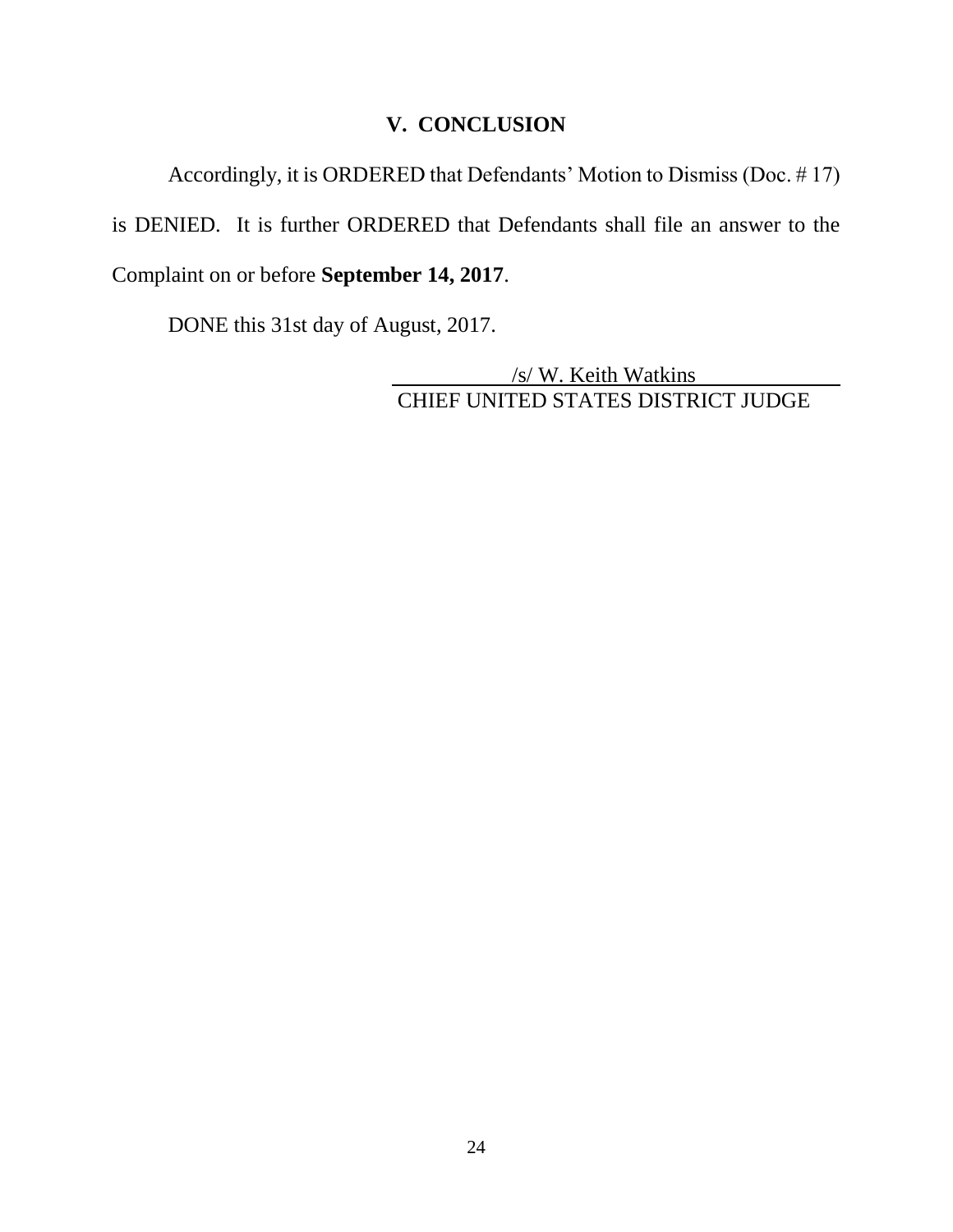## V. CONCLUSION

Accordingly, it is ORDERED that Defendants' Motion to Dismiss (Doc. # 17) is DENIED. It is further ORDERED that Defendants shall file an answer to the Complaint on or before **September 14, 2017**.

DONE this 31st day of August, 2017.

/s/ W. Keith Watkins
CHIEF UNITED STATES DISTRICT JUDGE